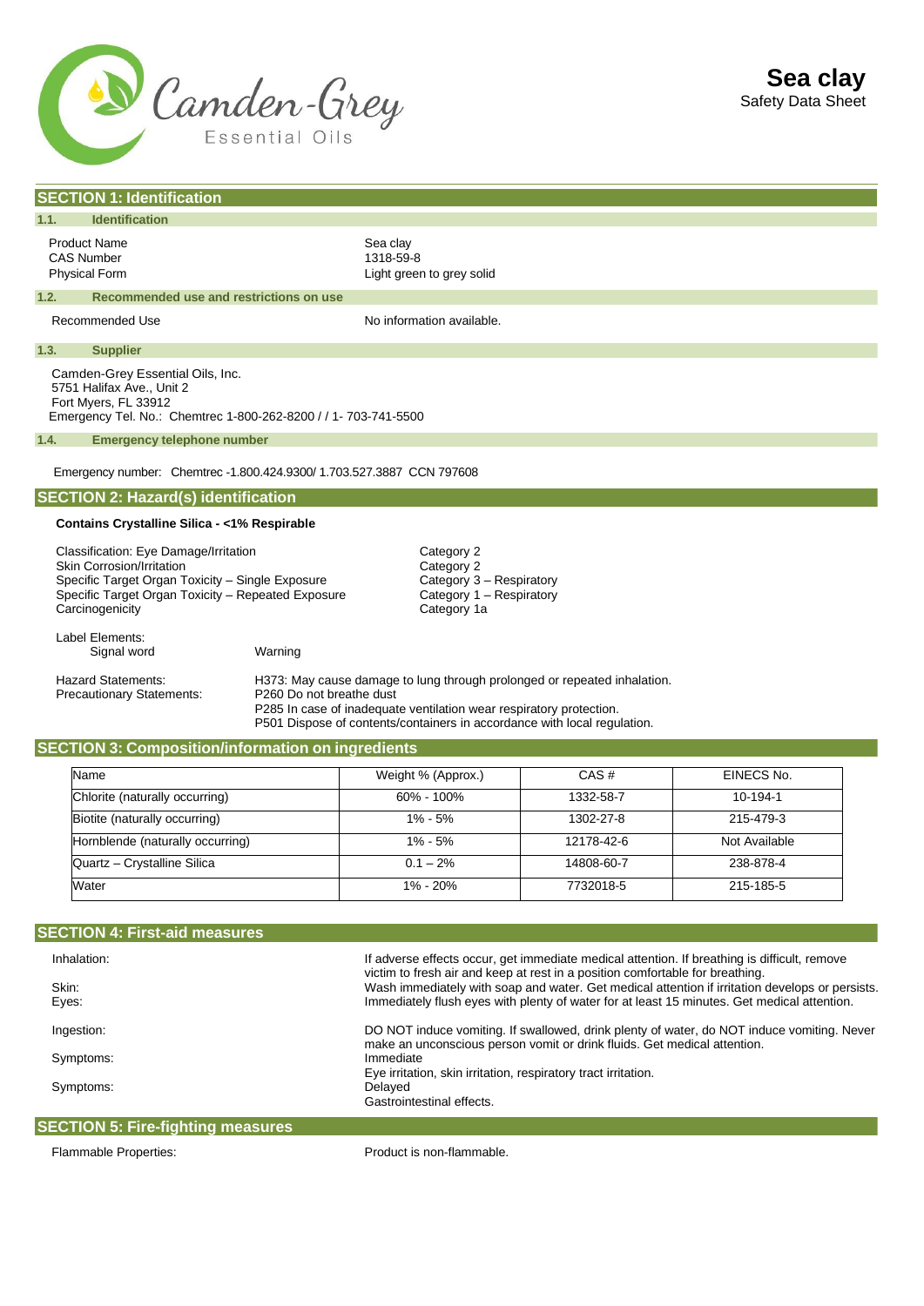Camden-Grey Essential Oils

# Sea clay

Safety Data Sheet

## SECTION 1: Identification

### 1.1. Identification

| | |
|---|---|
| Product Name | Sea clay |
| CAS Number | 1318-59-8 |
| Physical Form | Light green to grey solid |

### 1.2. Recommended use and restrictions on use

Recommended Use: No information available.

### 1.3. Supplier

Camden-Grey Essential Oils, Inc.
5751 Halifax Ave., Unit 2
Fort Myers, FL 33912
Emergency Tel. No.: Chemtrec 1-800-262-8200 / / 1- 703-741-5500

### 1.4. Emergency telephone number

Emergency number: Chemtrec -1.800.424.9300/ 1.703.527.3887 CCN 797608

## SECTION 2: Hazard(s) identification

**Contains Crystalline Silica - <1% Respirable**

| Classification | Category |
|---|---|
| Classification: Eye Damage/Irritation | Category 2 |
| Skin Corrosion/Irritation | Category 2 |
| Specific Target Organ Toxicity – Single Exposure | Category 3 – Respiratory |
| Specific Target Organ Toxicity – Repeated Exposure | Category 1 – Respiratory |
| Carcinogenicity | Category 1a |

Label Elements:
Signal word: Warning

Hazard Statements: H373: May cause damage to lung through prolonged or repeated inhalation.

Precautionary Statements:
P260 Do not breathe dust
P285 In case of inadequate ventilation wear respiratory protection.
P501 Dispose of contents/containers in accordance with local regulation.

## SECTION 3: Composition/information on ingredients

| Name | Weight % (Approx.) | CAS # | EINECS No. |
|---|---|---|---|
| Chlorite (naturally occurring) | 60% - 100% | 1332-58-7 | 10-194-1 |
| Biotite (naturally occurring) | 1% - 5% | 1302-27-8 | 215-479-3 |
| Hornblende (naturally occurring) | 1% - 5% | 12178-42-6 | Not Available |
| Quartz – Crystalline Silica | 0.1 – 2% | 14808-60-7 | 238-878-4 |
| Water | 1% - 20% | 7732018-5 | 215-185-5 |

## SECTION 4: First-aid measures

| | |
|---|---|
| Inhalation: | If adverse effects occur, get immediate medical attention. If breathing is difficult, remove victim to fresh air and keep at rest in a position comfortable for breathing. |
| Skin: | Wash immediately with soap and water. Get medical attention if irritation develops or persists. |
| Eyes: | Immediately flush eyes with plenty of water for at least 15 minutes. Get medical attention. |
| Ingestion: | DO NOT induce vomiting. If swallowed, drink plenty of water, do NOT induce vomiting. Never make an unconscious person vomit or drink fluids. Get medical attention. |
| Symptoms: | Immediate<br>Eye irritation, skin irritation, respiratory tract irritation. |
| Symptoms: | Delayed<br>Gastrointestinal effects. |

## SECTION 5: Fire-fighting measures

Flammable Properties: Product is non-flammable.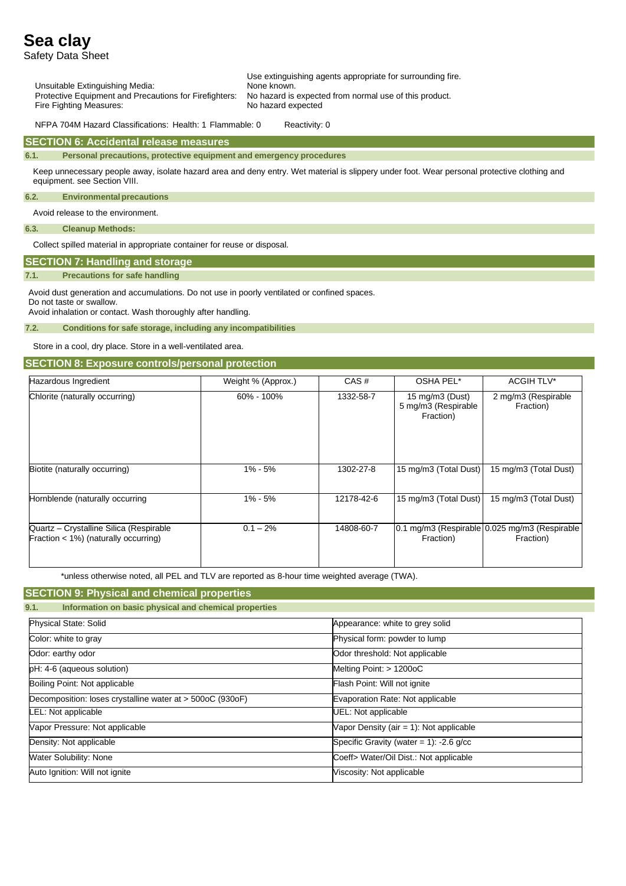Use extinguishing agents appropriate for surrounding fire.

Unsuitable Extinguishing Media: None known.

Protective Equipment and Precautions for Firefighters: No hazard is expected from normal use of this product.

Fire Fighting Measures: No hazard expected

NFPA 704M Hazard Classifications: Health: 1 Flammable: 0 Reactivity: 0

## SECTION 6: Accidental release measures

### 6.1. Personal precautions, protective equipment and emergency procedures

Keep unnecessary people away, isolate hazard area and deny entry. Wet material is slippery under foot. Wear personal protective clothing and equipment. see Section VIII.

### 6.2. Environmental precautions

Avoid release to the environment.

### 6.3. Cleanup Methods:

Collect spilled material in appropriate container for reuse or disposal.

## SECTION 7: Handling and storage

### 7.1. Precautions for safe handling

Avoid dust generation and accumulations. Do not use in poorly ventilated or confined spaces.
Do not taste or swallow.
Avoid inhalation or contact. Wash thoroughly after handling.

### 7.2. Conditions for safe storage, including any incompatibilities

Store in a cool, dry place. Store in a well-ventilated area.

## SECTION 8: Exposure controls/personal protection

| Hazardous Ingredient | Weight % (Approx.) | CAS # | OSHA PEL* | ACGIH TLV* |
|---|---|---|---|---|
| Chlorite (naturally occurring) | 60% - 100% | 1332-58-7 | 15 mg/m3 (Dust) 5 mg/m3 (Respirable Fraction) | 2 mg/m3 (Respirable Fraction) |
| Biotite (naturally occurring) | 1% - 5% | 1302-27-8 | 15 mg/m3 (Total Dust) | 15 mg/m3 (Total Dust) |
| Hornblende (naturally occurring | 1% - 5% | 12178-42-6 | 15 mg/m3 (Total Dust) | 15 mg/m3 (Total Dust) |
| Quartz – Crystalline Silica (Respirable Fraction < 1%) (naturally occurring) | 0.1 – 2% | 14808-60-7 | 0.1 mg/m3 (Respirable Fraction) | 0.025 mg/m3 (Respirable Fraction) |

*unless otherwise noted, all PEL and TLV are reported as 8-hour time weighted average (TWA).

## SECTION 9: Physical and chemical properties

### 9.1. Information on basic physical and chemical properties

| | |
|---|---|
| Physical State: Solid | Appearance: white to grey solid |
| Color: white to gray | Physical form: powder to lump |
| Odor: earthy odor | Odor threshold: Not applicable |
| pH: 4-6 (aqueous solution) | Melting Point: > 1200oC |
| Boiling Point: Not applicable | Flash Point: Will not ignite |
| Decomposition: loses crystalline water at > 500oC (930oF) | Evaporation Rate: Not applicable |
| LEL: Not applicable | UEL: Not applicable |
| Vapor Pressure: Not applicable | Vapor Density (air = 1): Not applicable |
| Density: Not applicable | Specific Gravity (water = 1): -2.6 g/cc |
| Water Solubility: None | Coeff> Water/Oil Dist.: Not applicable |
| Auto Ignition: Will not ignite | Viscosity: Not applicable |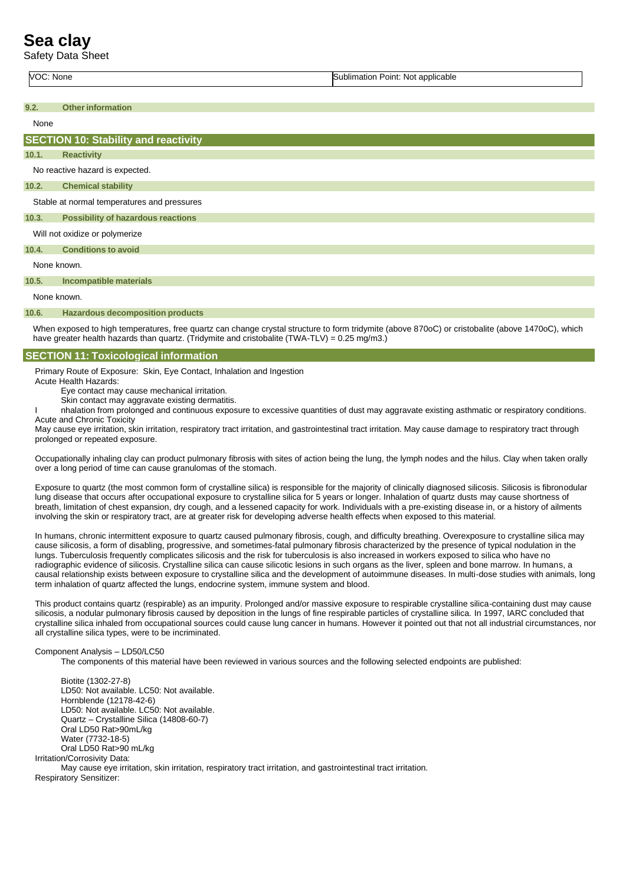| VOC: None | Sublimation Point: Not applicable |
|---|---|

### 9.2. Other information

None

## SECTION 10: Stability and reactivity

### 10.1. Reactivity

No reactive hazard is expected.

### 10.2. Chemical stability

Stable at normal temperatures and pressures

### 10.3. Possibility of hazardous reactions

Will not oxidize or polymerize

### 10.4. Conditions to avoid

None known.

### 10.5. Incompatible materials

None known.

### 10.6. Hazardous decomposition products

When exposed to high temperatures, free quartz can change crystal structure to form tridymite (above 870oC) or cristobalite (above 1470oC), which have greater health hazards than quartz. (Tridymite and cristobalite (TWA-TLV) = 0.25 mg/m3.)

## SECTION 11: Toxicological information

Primary Route of Exposure: Skin, Eye Contact, Inhalation and Ingestion

Acute Health Hazards:

Eye contact may cause mechanical irritation.

Skin contact may aggravate existing dermatitis.

Inhalation from prolonged and continuous exposure to excessive quantities of dust may aggravate existing asthmatic or respiratory conditions.

Acute and Chronic Toxicity

May cause eye irritation, skin irritation, respiratory tract irritation, and gastrointestinal tract irritation. May cause damage to respiratory tract through prolonged or repeated exposure.

Occupationally inhaling clay can product pulmonary fibrosis with sites of action being the lung, the lymph nodes and the hilus. Clay when taken orally over a long period of time can cause granulomas of the stomach.

Exposure to quartz (the most common form of crystalline silica) is responsible for the majority of clinically diagnosed silicosis. Silicosis is fibronodular lung disease that occurs after occupational exposure to crystalline silica for 5 years or longer. Inhalation of quartz dusts may cause shortness of breath, limitation of chest expansion, dry cough, and a lessened capacity for work. Individuals with a pre-existing disease in, or a history of ailments involving the skin or respiratory tract, are at greater risk for developing adverse health effects when exposed to this material.

In humans, chronic intermittent exposure to quartz caused pulmonary fibrosis, cough, and difficulty breathing. Overexposure to crystalline silica may cause silicosis, a form of disabling, progressive, and sometimes-fatal pulmonary fibrosis characterized by the presence of typical nodulation in the lungs. Tuberculosis frequently complicates silicosis and the risk for tuberculosis is also increased in workers exposed to silica who have no radiographic evidence of silicosis. Crystalline silica can cause silicotic lesions in such organs as the liver, spleen and bone marrow. In humans, a causal relationship exists between exposure to crystalline silica and the development of autoimmune diseases. In multi-dose studies with animals, long term inhalation of quartz affected the lungs, endocrine system, immune system and blood.

This product contains quartz (respirable) as an impurity. Prolonged and/or massive exposure to respirable crystalline silica-containing dust may cause silicosis, a nodular pulmonary fibrosis caused by deposition in the lungs of fine respirable particles of crystalline silica. In 1997, IARC concluded that crystalline silica inhaled from occupational sources could cause lung cancer in humans. However it pointed out that not all industrial circumstances, nor all crystalline silica types, were to be incriminated.

Component Analysis – LD50/LC50

The components of this material have been reviewed in various sources and the following selected endpoints are published:

Biotite (1302-27-8)
LD50: Not available. LC50: Not available.
Hornblende (12178-42-6)
LD50: Not available. LC50: Not available.
Quartz – Crystalline Silica (14808-60-7)
Oral LD50 Rat>90mL/kg
Water (7732-18-5)
Oral LD50 Rat>90 mL/kg

Irritation/Corrosivity Data:

May cause eye irritation, skin irritation, respiratory tract irritation, and gastrointestinal tract irritation.

Respiratory Sensitizer: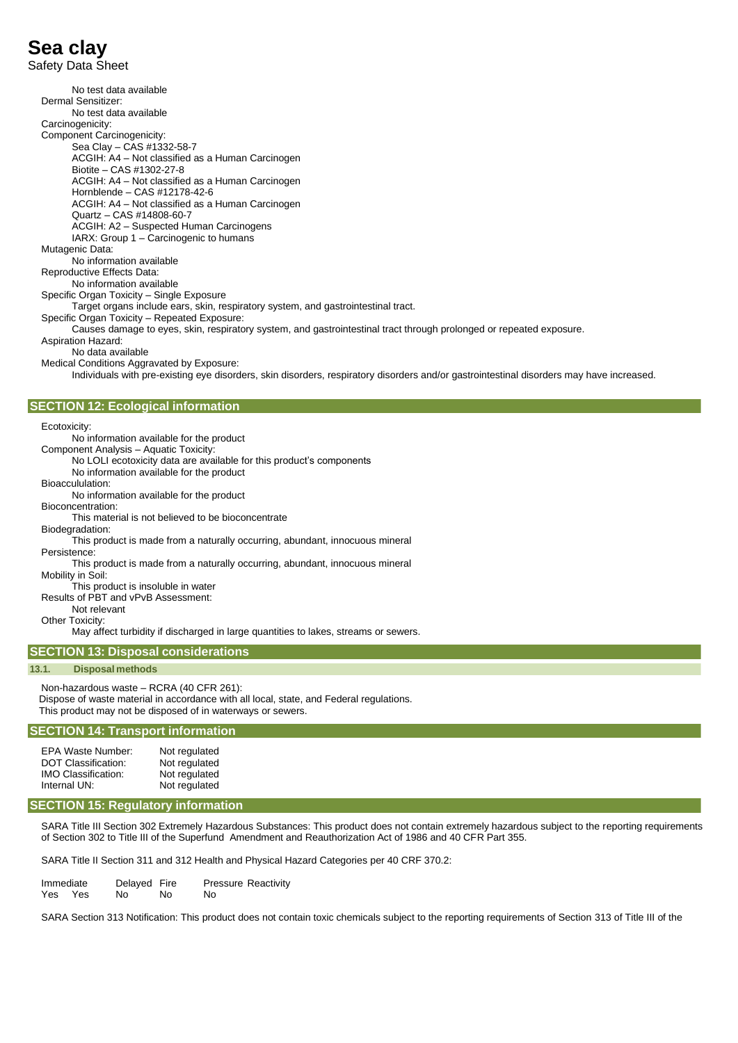No test data available

Dermal Sensitizer:

No test data available

Carcinogenicity:

Component Carcinogenicity:

Sea Clay – CAS #1332-58-7
ACGIH: A4 – Not classified as a Human Carcinogen
Biotite – CAS #1302-27-8
ACGIH: A4 – Not classified as a Human Carcinogen
Hornblende – CAS #12178-42-6
ACGIH: A4 – Not classified as a Human Carcinogen
Quartz – CAS #14808-60-7
ACGIH: A2 – Suspected Human Carcinogens
IARX: Group 1 – Carcinogenic to humans

Mutagenic Data:

No information available

Reproductive Effects Data:

No information available

Specific Organ Toxicity – Single Exposure

Target organs include ears, skin, respiratory system, and gastrointestinal tract.

Specific Organ Toxicity – Repeated Exposure:

Causes damage to eyes, skin, respiratory system, and gastrointestinal tract through prolonged or repeated exposure.

Aspiration Hazard:

No data available

Medical Conditions Aggravated by Exposure:

Individuals with pre-existing eye disorders, skin disorders, respiratory disorders and/or gastrointestinal disorders may have increased.

## SECTION 12: Ecological information

Ecotoxicity:

No information available for the product

Component Analysis – Aquatic Toxicity:

No LOLI ecotoxicity data are available for this product's components
No information available for the product

Bioacculuation:

No information available for the product

Bioconcentration:

This material is not believed to be bioconcentrate

Biodegradation:

This product is made from a naturally occurring, abundant, innocuous mineral

Persistence:

This product is made from a naturally occurring, abundant, innocuous mineral

Mobility in Soil:

This product is insoluble in water

Results of PBT and vPvB Assessment:

Not relevant

Other Toxicity:

May affect turbidity if discharged in large quantities to lakes, streams or sewers.

## SECTION 13: Disposal considerations

### 13.1. Disposal methods

Non-hazardous waste – RCRA (40 CFR 261):
Dispose of waste material in accordance with all local, state, and Federal regulations.
This product may not be disposed of in waterways or sewers.

## SECTION 14: Transport information

| | |
|---|---|
| EPA Waste Number: | Not regulated |
| DOT Classification: | Not regulated |
| IMO Classification: | Not regulated |
| Internal UN: | Not regulated |

## SECTION 15: Regulatory information

SARA Title III Section 302 Extremely Hazardous Substances: This product does not contain extremely hazardous subject to the reporting requirements of Section 302 to Title III of the Superfund Amendment and Reauthorization Act of 1986 and 40 CFR Part 355.

SARA Title II Section 311 and 312 Health and Physical Hazard Categories per 40 CRF 370.2:

| Immediate | Delayed | Fire | Pressure | Reactivity |
|---|---|---|---|---|
| Yes | Yes | No | No | No |

SARA Section 313 Notification: This product does not contain toxic chemicals subject to the reporting requirements of Section 313 of Title III of the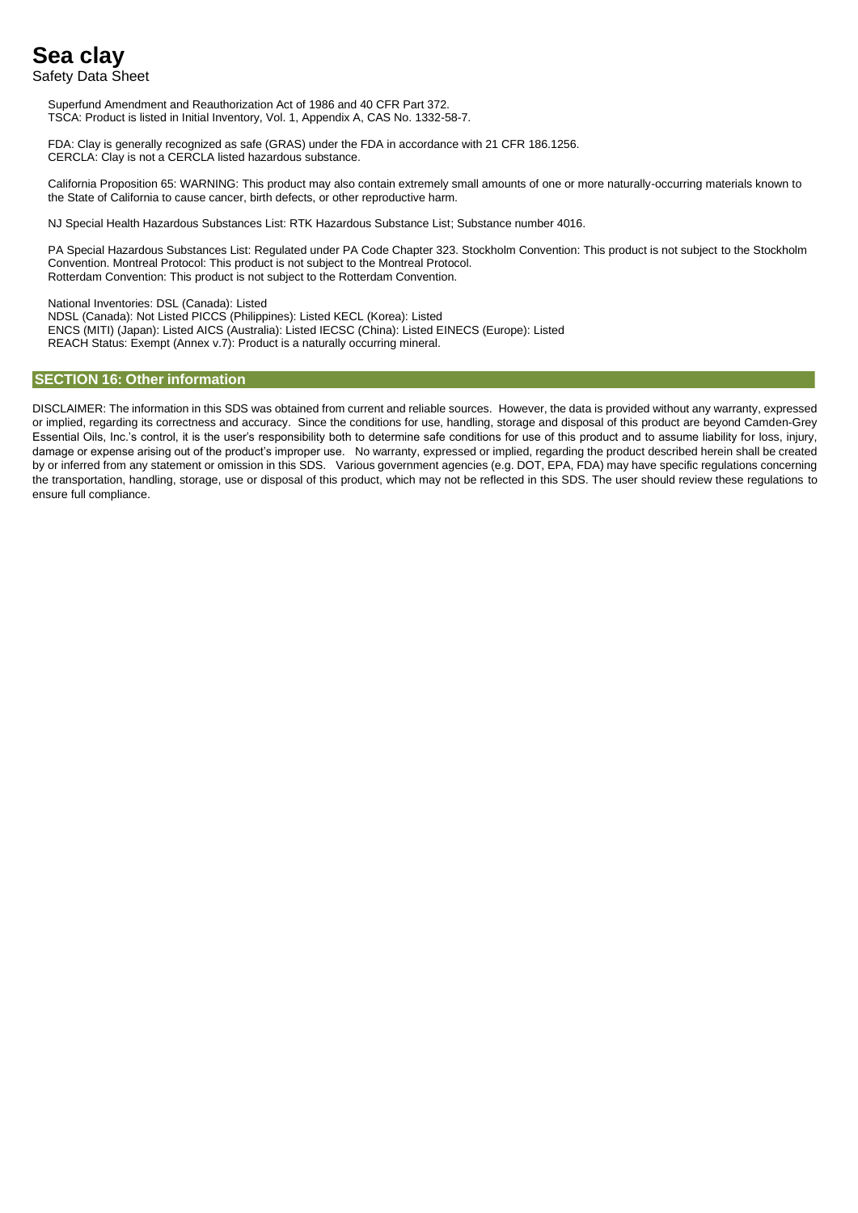Superfund Amendment and Reauthorization Act of 1986 and 40 CFR Part 372.
TSCA: Product is listed in Initial Inventory, Vol. 1, Appendix A, CAS No. 1332-58-7.

FDA: Clay is generally recognized as safe (GRAS) under the FDA in accordance with 21 CFR 186.1256.
CERCLA: Clay is not a CERCLA listed hazardous substance.

California Proposition 65: WARNING: This product may also contain extremely small amounts of one or more naturally-occurring materials known to the State of California to cause cancer, birth defects, or other reproductive harm.

NJ Special Health Hazardous Substances List: RTK Hazardous Substance List; Substance number 4016.

PA Special Hazardous Substances List: Regulated under PA Code Chapter 323. Stockholm Convention: This product is not subject to the Stockholm Convention. Montreal Protocol: This product is not subject to the Montreal Protocol.
Rotterdam Convention: This product is not subject to the Rotterdam Convention.

National Inventories: DSL (Canada): Listed
NDSL (Canada): Not Listed PICCS (Philippines): Listed KECL (Korea): Listed
ENCS (MITI) (Japan): Listed AICS (Australia): Listed IECSC (China): Listed EINECS (Europe): Listed
REACH Status: Exempt (Annex v.7): Product is a naturally occurring mineral.

## SECTION 16: Other information

DISCLAIMER: The information in this SDS was obtained from current and reliable sources. However, the data is provided without any warranty, expressed or implied, regarding its correctness and accuracy. Since the conditions for use, handling, storage and disposal of this product are beyond Camden-Grey Essential Oils, Inc.'s control, it is the user's responsibility both to determine safe conditions for use of this product and to assume liability for loss, injury, damage or expense arising out of the product's improper use. No warranty, expressed or implied, regarding the product described herein shall be created by or inferred from any statement or omission in this SDS. Various government agencies (e.g. DOT, EPA, FDA) may have specific regulations concerning the transportation, handling, storage, use or disposal of this product, which may not be reflected in this SDS. The user should review these regulations to ensure full compliance.